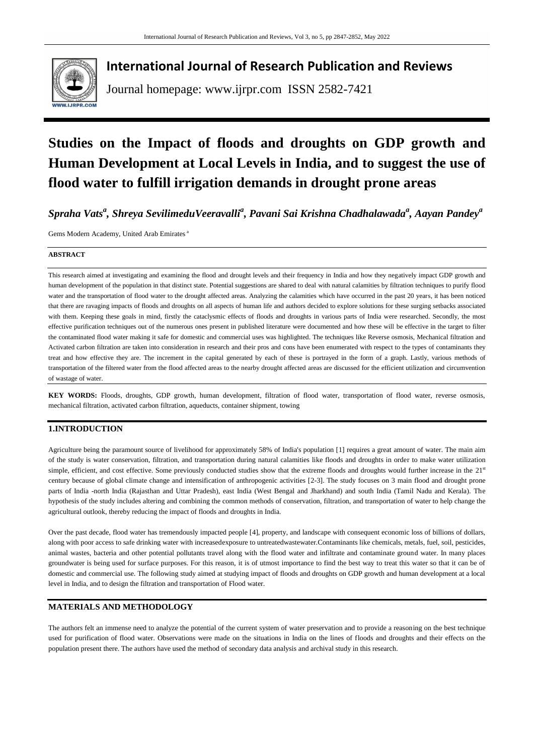# International Journal of Research Publication and Reviews

Journal homepage: www.ijrpr.com ISSN 2582-7421

# Studies on the Impact of floods and droughts on GDP growth and Human Development at Local Levels in India, and to suggest the use of flood water to fulfill irrigation demands in drought prone areas

***Spraha Vats[a], Shreya SevilimeduVeeravalli[a], Pavani Sai Krishna Chadhalawada[a], Aayan Pandey[a]***

Gems Modern Academy, United Arab Emirates [a]

**ABSTRACT**

This research aimed at investigating and examining the flood and drought levels and their frequency in India and how they negatively impact GDP growth and human development of the population in that distinct state. Potential suggestions are shared to deal with natural calamities by filtration techniques to purify flood water and the transportation of flood water to the drought affected areas. Analyzing the calamities which have occurred in the past 20 years, it has been noticed that there are ravaging impacts of floods and droughts on all aspects of human life and authors decided to explore solutions for these surging setbacks associated with them. Keeping these goals in mind, firstly the cataclysmic effects of floods and droughts in various parts of India were researched. Secondly, the most effective purification techniques out of the numerous ones present in published literature were documented and how these will be effective in the target to filter the contaminated flood water making it safe for domestic and commercial uses was highlighted. The techniques like Reverse osmosis, Mechanical filtration and Activated carbon filtration are taken into consideration in research and their pros and cons have been enumerated with respect to the types of contaminants they treat and how effective they are. The increment in the capital generated by each of these is portrayed in the form of a graph. Lastly, various methods of transportation of the filtered water from the flood affected areas to the nearby drought affected areas are discussed for the efficient utilization and circumvention of wastage of water.

**KEY WORDS:** Floods, droughts, GDP growth, human development, filtration of flood water, transportation of flood water, reverse osmosis, mechanical filtration, activated carbon filtration, aqueducts, container shipment, towing

## 1.INTRODUCTION

Agriculture being the paramount source of livelihood for approximately 58% of India's population [1] requires a great amount of water. The main aim of the study is water conservation, filtration, and transportation during natural calamities like floods and droughts in order to make water utilization simple, efficient, and cost effective. Some previously conducted studies show that the extreme floods and droughts would further increase in the 21$^{st}$ century because of global climate change and intensification of anthropogenic activities [2-3]. The study focuses on 3 main flood and drought prone parts of India -north India (Rajasthan and Uttar Pradesh), east India (West Bengal and Jharkhand) and south India (Tamil Nadu and Kerala). The hypothesis of the study includes altering and combining the common methods of conservation, filtration, and transportation of water to help change the agricultural outlook, thereby reducing the impact of floods and droughts in India.

Over the past decade, flood water has tremendously impacted people [4], property, and landscape with consequent economic loss of billions of dollars, along with poor access to safe drinking water with increasedexposure to untreatedwastewater.Contaminants like chemicals, metals, fuel, soil, pesticides, animal wastes, bacteria and other potential pollutants travel along with the flood water and infiltrate and contaminate ground water. In many places groundwater is being used for surface purposes. For this reason, it is of utmost importance to find the best way to treat this water so that it can be of domestic and commercial use. The following study aimed at studying impact of floods and droughts on GDP growth and human development at a local level in India, and to design the filtration and transportation of Flood water.

## MATERIALS AND METHODOLOGY

The authors felt an immense need to analyze the potential of the current system of water preservation and to provide a reasoning on the best technique used for purification of flood water. Observations were made on the situations in India on the lines of floods and droughts and their effects on the population present there. The authors have used the method of secondary data analysis and archival study in this research.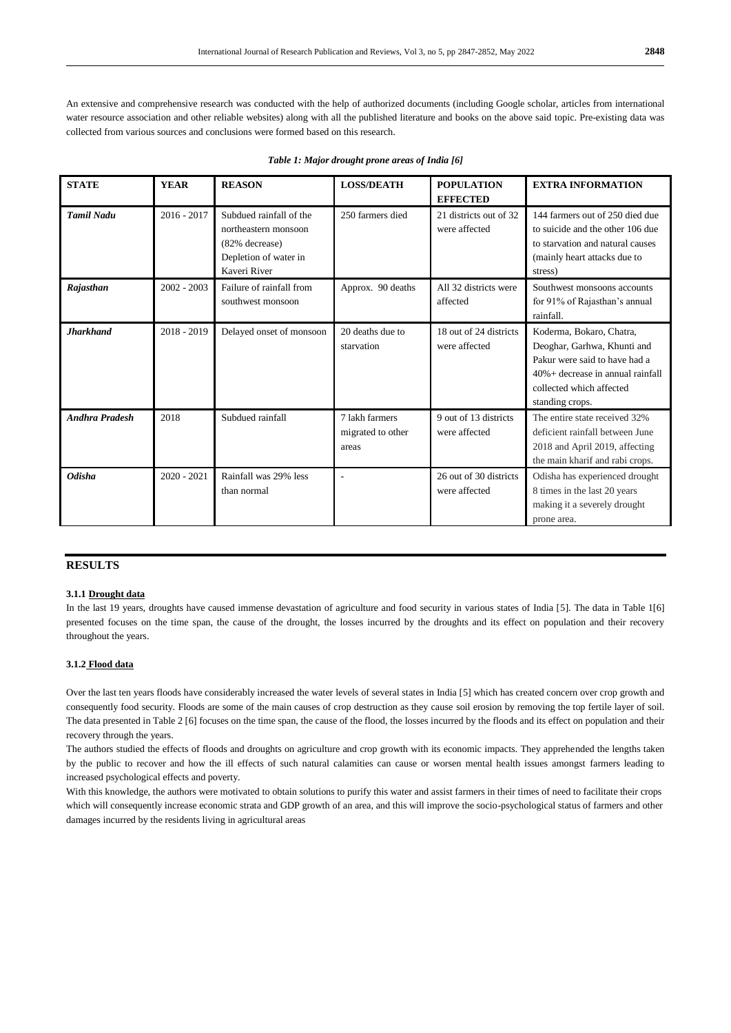An extensive and comprehensive research was conducted with the help of authorized documents (including Google scholar, articles from international water resource association and other reliable websites) along with all the published literature and books on the above said topic. Pre-existing data was collected from various sources and conclusions were formed based on this research.

*Table 1: Major drought prone areas of India [6]*

| STATE | YEAR | REASON | LOSS/DEATH | POPULATION EFFECTED | EXTRA INFORMATION |
|---|---|---|---|---|---|
| ***Tamil Nadu*** | 2016 - 2017 | Subdued rainfall of the northeastern monsoon (82% decrease) Depletion of water in Kaveri River | 250 farmers died | 21 districts out of 32 were affected | 144 farmers out of 250 died due to suicide and the other 106 due to starvation and natural causes (mainly heart attacks due to stress) |
| ***Rajasthan*** | 2002 - 2003 | Failure of rainfall from southwest monsoon | Approx. 90 deaths | All 32 districts were affected | Southwest monsoons accounts for 91% of Rajasthan's annual rainfall. |
| ***Jharkhand*** | 2018 - 2019 | Delayed onset of monsoon | 20 deaths due to starvation | 18 out of 24 districts were affected | Koderma, Bokaro, Chatra, Deoghar, Garhwa, Khunti and Pakur were said to have had a 40%+ decrease in annual rainfall collected which affected standing crops. |
| ***Andhra Pradesh*** | 2018 | Subdued rainfall | 7 lakh farmers migrated to other areas | 9 out of 13 districts were affected | The entire state received 32% deficient rainfall between June 2018 and April 2019, affecting the main kharif and rabi crops. |
| ***Odisha*** | 2020 - 2021 | Rainfall was 29% less than normal | - | 26 out of 30 districts were affected | Odisha has experienced drought 8 times in the last 20 years making it a severely drought prone area. |

## RESULTS

### 3.1.1 Drought data

In the last 19 years, droughts have caused immense devastation of agriculture and food security in various states of India [5]. The data in Table 1[6] presented focuses on the time span, the cause of the drought, the losses incurred by the droughts and its effect on population and their recovery throughout the years.

### 3.1.2 Flood data

Over the last ten years floods have considerably increased the water levels of several states in India [5] which has created concern over crop growth and consequently food security. Floods are some of the main causes of crop destruction as they cause soil erosion by removing the top fertile layer of soil. The data presented in Table 2 [6] focuses on the time span, the cause of the flood, the losses incurred by the floods and its effect on population and their recovery through the years.

The authors studied the effects of floods and droughts on agriculture and crop growth with its economic impacts. They apprehended the lengths taken by the public to recover and how the ill effects of such natural calamities can cause or worsen mental health issues amongst farmers leading to increased psychological effects and poverty.

With this knowledge, the authors were motivated to obtain solutions to purify this water and assist farmers in their times of need to facilitate their crops which will consequently increase economic strata and GDP growth of an area, and this will improve the socio-psychological status of farmers and other damages incurred by the residents living in agricultural areas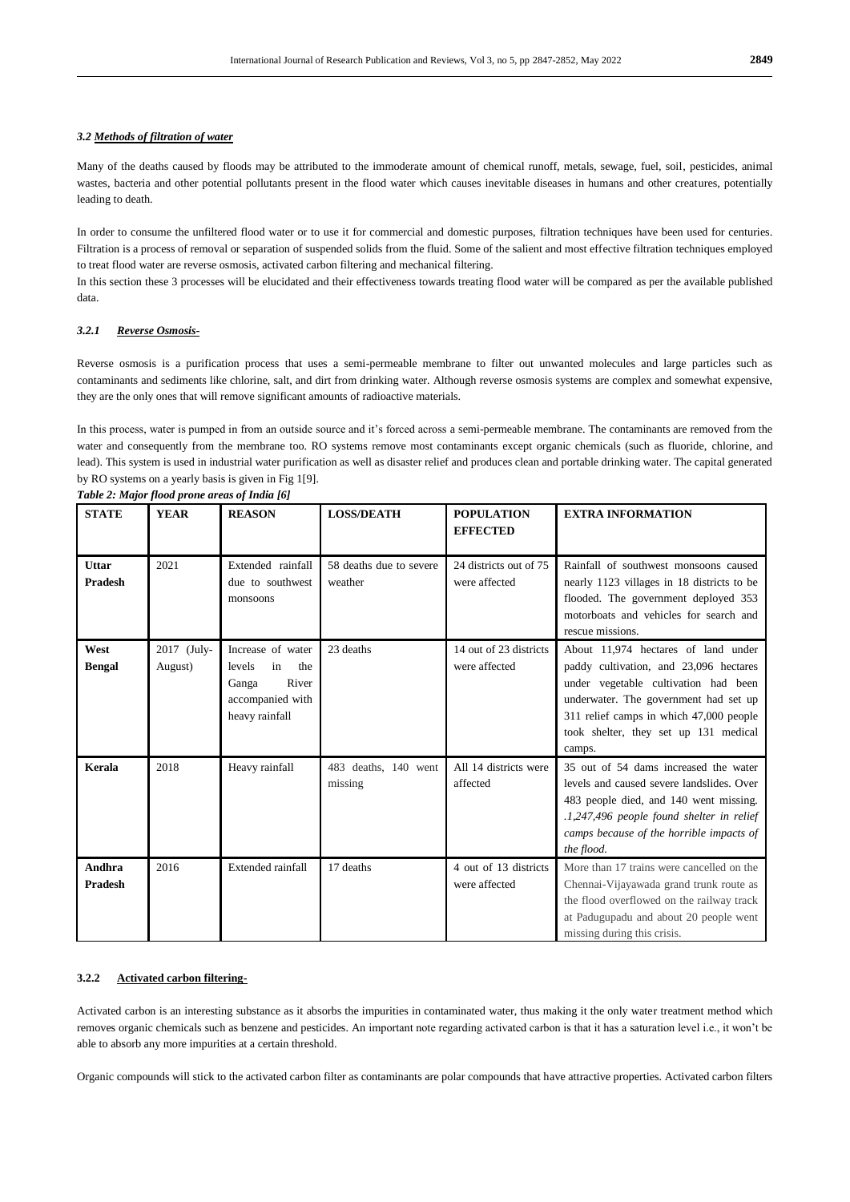### *3.2 Methods of filtration of water*

Many of the deaths caused by floods may be attributed to the immoderate amount of chemical runoff, metals, sewage, fuel, soil, pesticides, animal wastes, bacteria and other potential pollutants present in the flood water which causes inevitable diseases in humans and other creatures, potentially leading to death.

In order to consume the unfiltered flood water or to use it for commercial and domestic purposes, filtration techniques have been used for centuries. Filtration is a process of removal or separation of suspended solids from the fluid. Some of the salient and most effective filtration techniques employed to treat flood water are reverse osmosis, activated carbon filtering and mechanical filtering.

In this section these 3 processes will be elucidated and their effectiveness towards treating flood water will be compared as per the available published data.

#### *3.2.1 Reverse Osmosis-*

Reverse osmosis is a purification process that uses a semi-permeable membrane to filter out unwanted molecules and large particles such as contaminants and sediments like chlorine, salt, and dirt from drinking water. Although reverse osmosis systems are complex and somewhat expensive, they are the only ones that will remove significant amounts of radioactive materials.

In this process, water is pumped in from an outside source and it's forced across a semi-permeable membrane. The contaminants are removed from the water and consequently from the membrane too. RO systems remove most contaminants except organic chemicals (such as fluoride, chlorine, and lead). This system is used in industrial water purification as well as disaster relief and produces clean and portable drinking water. The capital generated by RO systems on a yearly basis is given in Fig 1[9].

*Table 2: Major flood prone areas of India [6]*

| STATE | YEAR | REASON | LOSS/DEATH | POPULATION EFFECTED | EXTRA INFORMATION |
|---|---|---|---|---|---|
| **Uttar Pradesh** | 2021 | Extended rainfall due to southwest monsoons | 58 deaths due to severe weather | 24 districts out of 75 were affected | Rainfall of southwest monsoons caused nearly 1123 villages in 18 districts to be flooded. The government deployed 353 motorboats and vehicles for search and rescue missions. |
| **West Bengal** | 2017 (July-August) | Increase of water levels in the Ganga River accompanied with heavy rainfall | 23 deaths | 14 out of 23 districts were affected | About 11,974 hectares of land under paddy cultivation, and 23,096 hectares under vegetable cultivation had been underwater. The government had set up 311 relief camps in which 47,000 people took shelter, they set up 131 medical camps. |
| **Kerala** | 2018 | Heavy rainfall | 483 deaths, 140 went missing | All 14 districts were affected | 35 out of 54 dams increased the water levels and caused severe landslides. Over 483 people died, and 140 went missing. *.1,247,496 people found shelter in relief camps because of the horrible impacts of the flood.* |
| **Andhra Pradesh** | 2016 | Extended rainfall | 17 deaths | 4 out of 13 districts were affected | More than 17 trains were cancelled on the Chennai-Vijayawada grand trunk route as the flood overflowed on the railway track at Padugupadu and about 20 people went missing during this crisis. |

#### **3.2.2 Activated carbon filtering-**

Activated carbon is an interesting substance as it absorbs the impurities in contaminated water, thus making it the only water treatment method which removes organic chemicals such as benzene and pesticides. An important note regarding activated carbon is that it has a saturation level i.e., it won't be able to absorb any more impurities at a certain threshold.

Organic compounds will stick to the activated carbon filter as contaminants are polar compounds that have attractive properties. Activated carbon filters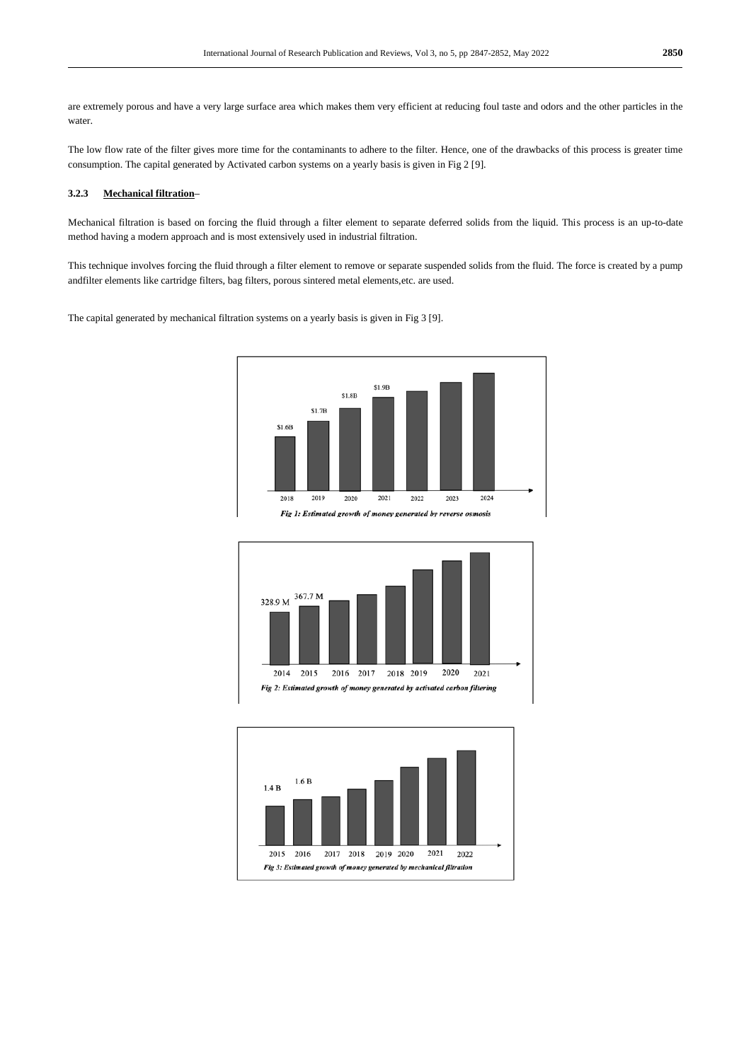are extremely porous and have a very large surface area which makes them very efficient at reducing foul taste and odors and the other particles in the water.

The low flow rate of the filter gives more time for the contaminants to adhere to the filter. Hence, one of the drawbacks of this process is greater time consumption. The capital generated by Activated carbon systems on a yearly basis is given in Fig 2 [9].

### 3.2.3 Mechanical filtration–

Mechanical filtration is based on forcing the fluid through a filter element to separate deferred solids from the liquid. This process is an up-to-date method having a modern approach and is most extensively used in industrial filtration.

This technique involves forcing the fluid through a filter element to remove or separate suspended solids from the fluid. The force is created by a pump andfilter elements like cartridge filters, bag filters, porous sintered metal elements,etc. are used.

The capital generated by mechanical filtration systems on a yearly basis is given in Fig 3 [9].

*Fig 1: Estimated growth of money generated by reverse osmosis*

*Fig 2: Estimated growth of money generated by activated carbon filtering*

*Fig 3: Estimated growth of money generated by mechanical filtration*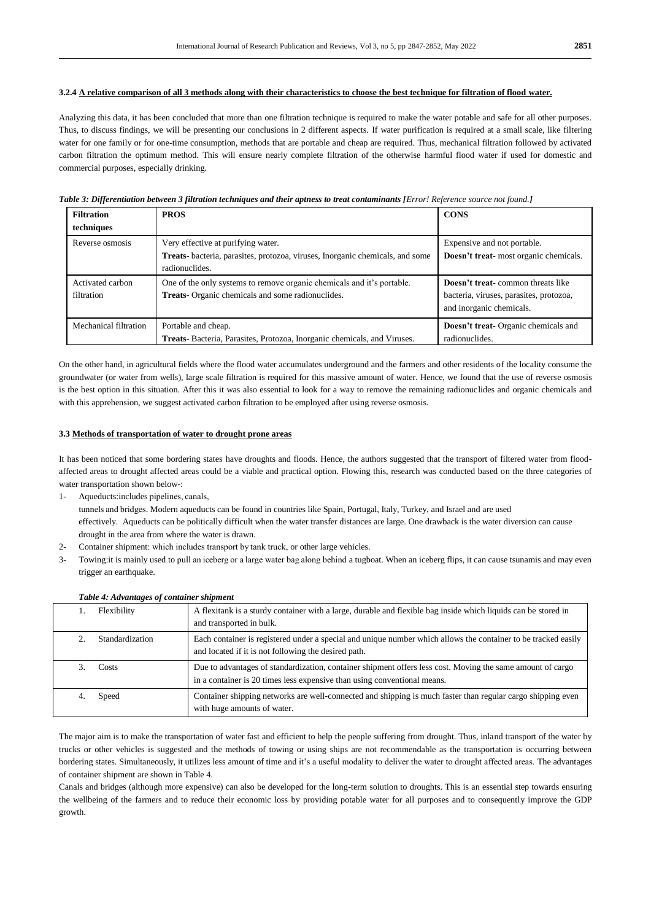#### 3.2.4 A relative comparison of all 3 methods along with their characteristics to choose the best technique for filtration of flood water.

Analyzing this data, it has been concluded that more than one filtration technique is required to make the water potable and safe for all other purposes. Thus, to discuss findings, we will be presenting our conclusions in 2 different aspects. If water purification is required at a small scale, like filtering water for one family or for one-time consumption, methods that are portable and cheap are required. Thus, mechanical filtration followed by activated carbon filtration the optimum method. This will ensure nearly complete filtration of the otherwise harmful flood water if used for domestic and commercial purposes, especially drinking.

***Table 3: Differentiation between 3 filtration techniques and their aptness to treat contaminants [**Error! Reference source not found.**]***

| Filtration techniques | PROS | CONS |
|---|---|---|
| Reverse osmosis | Very effective at purifying water.<br>**Treats**- bacteria, parasites, protozoa, viruses, Inorganic chemicals, and some radionuclides. | Expensive and not portable.<br>**Doesn't treat**- most organic chemicals. |
| Activated carbon filtration | One of the only systems to remove organic chemicals and it's portable.<br>**Treats**- Organic chemicals and some radionuclides. | **Doesn't treat**- common threats like bacteria, viruses, parasites, protozoa, and inorganic chemicals. |
| Mechanical filtration | Portable and cheap.<br>**Treats**- Bacteria, Parasites, Protozoa, Inorganic chemicals, and Viruses. | **Doesn't treat**- Organic chemicals and radionuclides. |

On the other hand, in agricultural fields where the flood water accumulates underground and the farmers and other residents of the locality consume the groundwater (or water from wells), large scale filtration is required for this massive amount of water. Hence, we found that the use of reverse osmosis is the best option in this situation. After this it was also essential to look for a way to remove the remaining radionuclides and organic chemicals and with this apprehension, we suggest activated carbon filtration to be employed after using reverse osmosis.

### 3.3 Methods of transportation of water to drought prone areas

It has been noticed that some bordering states have droughts and floods. Hence, the authors suggested that the transport of filtered water from flood-affected areas to drought affected areas could be a viable and practical option. Flowing this, research was conducted based on the three categories of water transportation shown below-:

1- Aqueducts:includes pipelines, canals, tunnels and bridges. Modern aqueducts can be found in countries like Spain, Portugal, Italy, Turkey, and Israel and are used effectively. Aqueducts can be politically difficult when the water transfer distances are large. One drawback is the water diversion can cause drought in the area from where the water is drawn.
2- Container shipment: which includes transport by tank truck, or other large vehicles.
3- Towing:it is mainly used to pull an iceberg or a large water bag along behind a tugboat. When an iceberg flips, it can cause tsunamis and may even trigger an earthquake.

***Table 4: Advantages of container shipment***

| | | |
|---|---|---|
| 1. | Flexibility | A flexitank is a sturdy container with a large, durable and flexible bag inside which liquids can be stored in and transported in bulk. |
| 2. | Standardization | Each container is registered under a special and unique number which allows the container to be tracked easily and located if it is not following the desired path. |
| 3. | Costs | Due to advantages of standardization, container shipment offers less cost. Moving the same amount of cargo in a container is 20 times less expensive than using conventional means. |
| 4. | Speed | Container shipping networks are well-connected and shipping is much faster than regular cargo shipping even with huge amounts of water. |

The major aim is to make the transportation of water fast and efficient to help the people suffering from drought. Thus, inland transport of the water by trucks or other vehicles is suggested and the methods of towing or using ships are not recommendable as the transportation is occurring between bordering states. Simultaneously, it utilizes less amount of time and it's a useful modality to deliver the water to drought affected areas. The advantages of container shipment are shown in Table 4.

Canals and bridges (although more expensive) can also be developed for the long-term solution to droughts. This is an essential step towards ensuring the wellbeing of the farmers and to reduce their economic loss by providing potable water for all purposes and to consequently improve the GDP growth.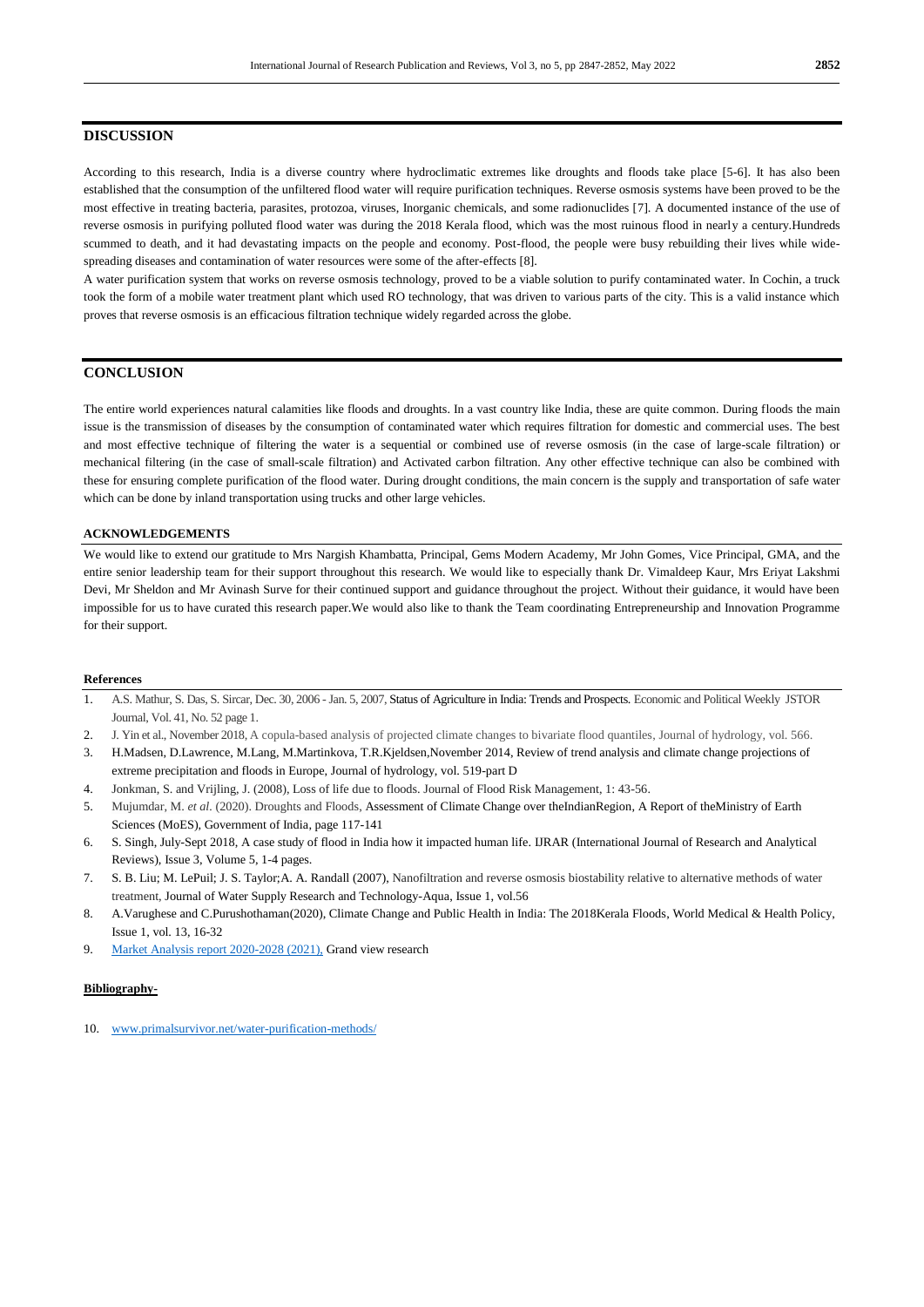## DISCUSSION

According to this research, India is a diverse country where hydroclimatic extremes like droughts and floods take place [5-6]. It has also been established that the consumption of the unfiltered flood water will require purification techniques. Reverse osmosis systems have been proved to be the most effective in treating bacteria, parasites, protozoa, viruses, Inorganic chemicals, and some radionuclides [7]. A documented instance of the use of reverse osmosis in purifying polluted flood water was during the 2018 Kerala flood, which was the most ruinous flood in nearly a century.Hundreds scummed to death, and it had devastating impacts on the people and economy. Post-flood, the people were busy rebuilding their lives while wide-spreading diseases and contamination of water resources were some of the after-effects [8].

A water purification system that works on reverse osmosis technology, proved to be a viable solution to purify contaminated water. In Cochin, a truck took the form of a mobile water treatment plant which used RO technology, that was driven to various parts of the city. This is a valid instance which proves that reverse osmosis is an efficacious filtration technique widely regarded across the globe.

## CONCLUSION

The entire world experiences natural calamities like floods and droughts. In a vast country like India, these are quite common. During floods the main issue is the transmission of diseases by the consumption of contaminated water which requires filtration for domestic and commercial uses. The best and most effective technique of filtering the water is a sequential or combined use of reverse osmosis (in the case of large-scale filtration) or mechanical filtering (in the case of small-scale filtration) and Activated carbon filtration. Any other effective technique can also be combined with these for ensuring complete purification of the flood water. During drought conditions, the main concern is the supply and transportation of safe water which can be done by inland transportation using trucks and other large vehicles.

### ACKNOWLEDGEMENTS

We would like to extend our gratitude to Mrs Nargish Khambatta, Principal, Gems Modern Academy, Mr John Gomes, Vice Principal, GMA, and the entire senior leadership team for their support throughout this research. We would like to especially thank Dr. Vimaldeep Kaur, Mrs Eriyat Lakshmi Devi, Mr Sheldon and Mr Avinash Surve for their continued support and guidance throughout the project. Without their guidance, it would have been impossible for us to have curated this research paper.We would also like to thank the Team coordinating Entrepreneurship and Innovation Programme for their support.

### References

1. A.S. Mathur, S. Das, S. Sircar, Dec. 30, 2006 - Jan. 5, 2007, Status of Agriculture in India: Trends and Prospects. Economic and Political Weekly JSTOR Journal, Vol. 41, No. 52 page 1.
2. J. Yin et al., November 2018, A copula-based analysis of projected climate changes to bivariate flood quantiles, Journal of hydrology, vol. 566.
3. H.Madsen, D.Lawrence, M.Lang, M.Martinkova, T.R.Kjeldsen,November 2014, Review of trend analysis and climate change projections of extreme precipitation and floods in Europe, Journal of hydrology, vol. 519-part D
4. Jonkman, S. and Vrijling, J. (2008), Loss of life due to floods. Journal of Flood Risk Management, 1: 43-56.
5. Mujumdar, M. *et al*. (2020). Droughts and Floods, Assessment of Climate Change over theIndianRegion, A Report of theMinistry of Earth Sciences (MoES), Government of India, page 117-141
6. S. Singh, July-Sept 2018, A case study of flood in India how it impacted human life. IJRAR (International Journal of Research and Analytical Reviews), Issue 3, Volume 5, 1-4 pages.
7. S. B. Liu; M. LePuil; J. S. Taylor;A. A. Randall (2007), Nanofiltration and reverse osmosis biostability relative to alternative methods of water treatment, Journal of Water Supply Research and Technology-Aqua, Issue 1, vol.56
8. A.Varughese and C.Purushothaman(2020), Climate Change and Public Health in India: The 2018Kerala Floods, World Medical & Health Policy, Issue 1, vol. 13, 16-32
9. Market Analysis report 2020-2028 (2021), Grand view research

**Bibliography-**

10. www.primalsurvivor.net/water-purification-methods/